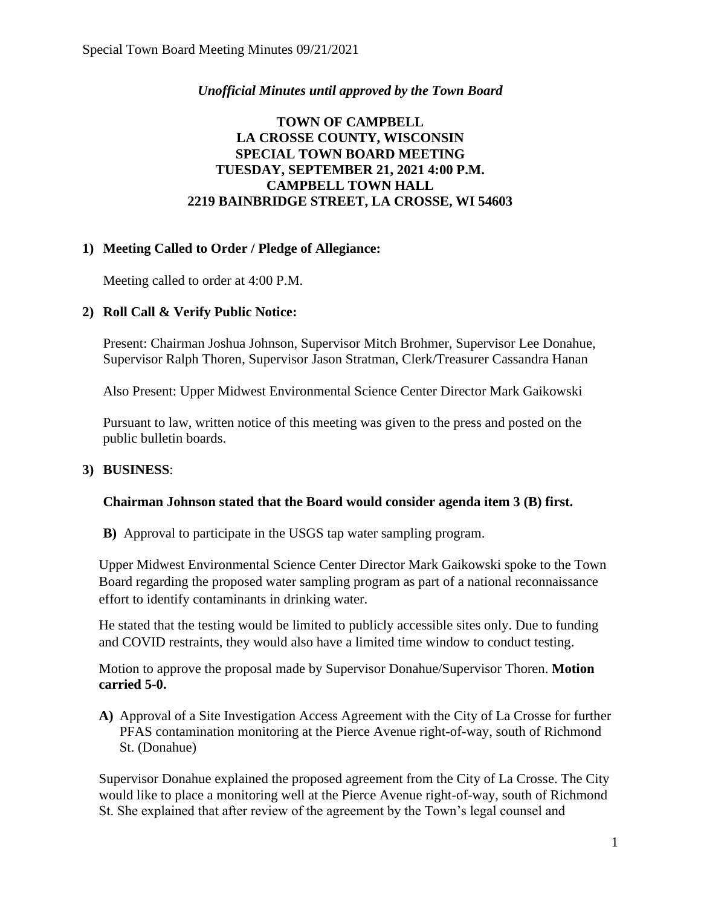*Unofficial Minutes until approved by the Town Board*

**TOWN OF CAMPBELL**
**LA CROSSE COUNTY, WISCONSIN**
**SPECIAL TOWN BOARD MEETING**
**TUESDAY, SEPTEMBER 21, 2021 4:00 P.M.**
**CAMPBELL TOWN HALL**
**2219 BAINBRIDGE STREET, LA CROSSE, WI 54603**

**1) Meeting Called to Order / Pledge of Allegiance:**

Meeting called to order at 4:00 P.M.

**2) Roll Call & Verify Public Notice:**

Present: Chairman Joshua Johnson, Supervisor Mitch Brohmer, Supervisor Lee Donahue, Supervisor Ralph Thoren, Supervisor Jason Stratman, Clerk/Treasurer Cassandra Hanan

Also Present: Upper Midwest Environmental Science Center Director Mark Gaikowski

Pursuant to law, written notice of this meeting was given to the press and posted on the public bulletin boards.

**3) BUSINESS**:

**Chairman Johnson stated that the Board would consider agenda item 3 (B) first.**

**B)** Approval to participate in the USGS tap water sampling program.

Upper Midwest Environmental Science Center Director Mark Gaikowski spoke to the Town Board regarding the proposed water sampling program as part of a national reconnaissance effort to identify contaminants in drinking water.

He stated that the testing would be limited to publicly accessible sites only. Due to funding and COVID restraints, they would also have a limited time window to conduct testing.

Motion to approve the proposal made by Supervisor Donahue/Supervisor Thoren. **Motion carried 5-0.**

**A)** Approval of a Site Investigation Access Agreement with the City of La Crosse for further PFAS contamination monitoring at the Pierce Avenue right-of-way, south of Richmond St. (Donahue)

Supervisor Donahue explained the proposed agreement from the City of La Crosse. The City would like to place a monitoring well at the Pierce Avenue right-of-way, south of Richmond St. She explained that after review of the agreement by the Town's legal counsel and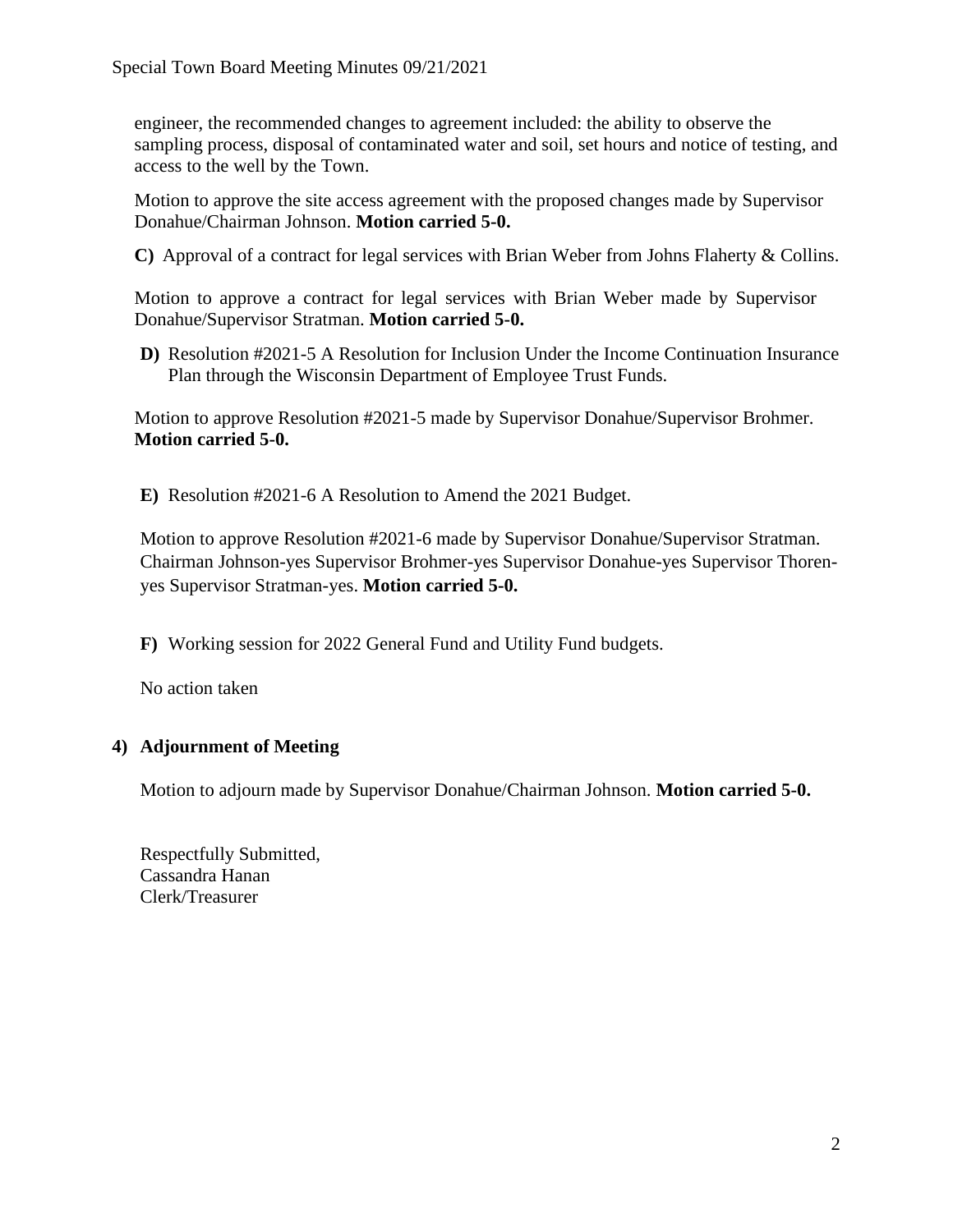engineer, the recommended changes to agreement included: the ability to observe the sampling process, disposal of contaminated water and soil, set hours and notice of testing, and access to the well by the Town.

Motion to approve the site access agreement with the proposed changes made by Supervisor Donahue/Chairman Johnson. **Motion carried 5-0.**

**C)** Approval of a contract for legal services with Brian Weber from Johns Flaherty & Collins.

Motion to approve a contract for legal services with Brian Weber made by Supervisor Donahue/Supervisor Stratman. **Motion carried 5-0.**

**D)** Resolution #2021-5 A Resolution for Inclusion Under the Income Continuation Insurance Plan through the Wisconsin Department of Employee Trust Funds.

Motion to approve Resolution #2021-5 made by Supervisor Donahue/Supervisor Brohmer. **Motion carried 5-0.**

**E)** Resolution #2021-6 A Resolution to Amend the 2021 Budget.

Motion to approve Resolution #2021-6 made by Supervisor Donahue/Supervisor Stratman. Chairman Johnson-yes Supervisor Brohmer-yes Supervisor Donahue-yes Supervisor Thoren-yes Supervisor Stratman-yes. **Motion carried 5-0.**

**F)** Working session for 2022 General Fund and Utility Fund budgets.

No action taken

**4) Adjournment of Meeting**

Motion to adjourn made by Supervisor Donahue/Chairman Johnson. **Motion carried 5-0.**

Respectfully Submitted,
Cassandra Hanan
Clerk/Treasurer